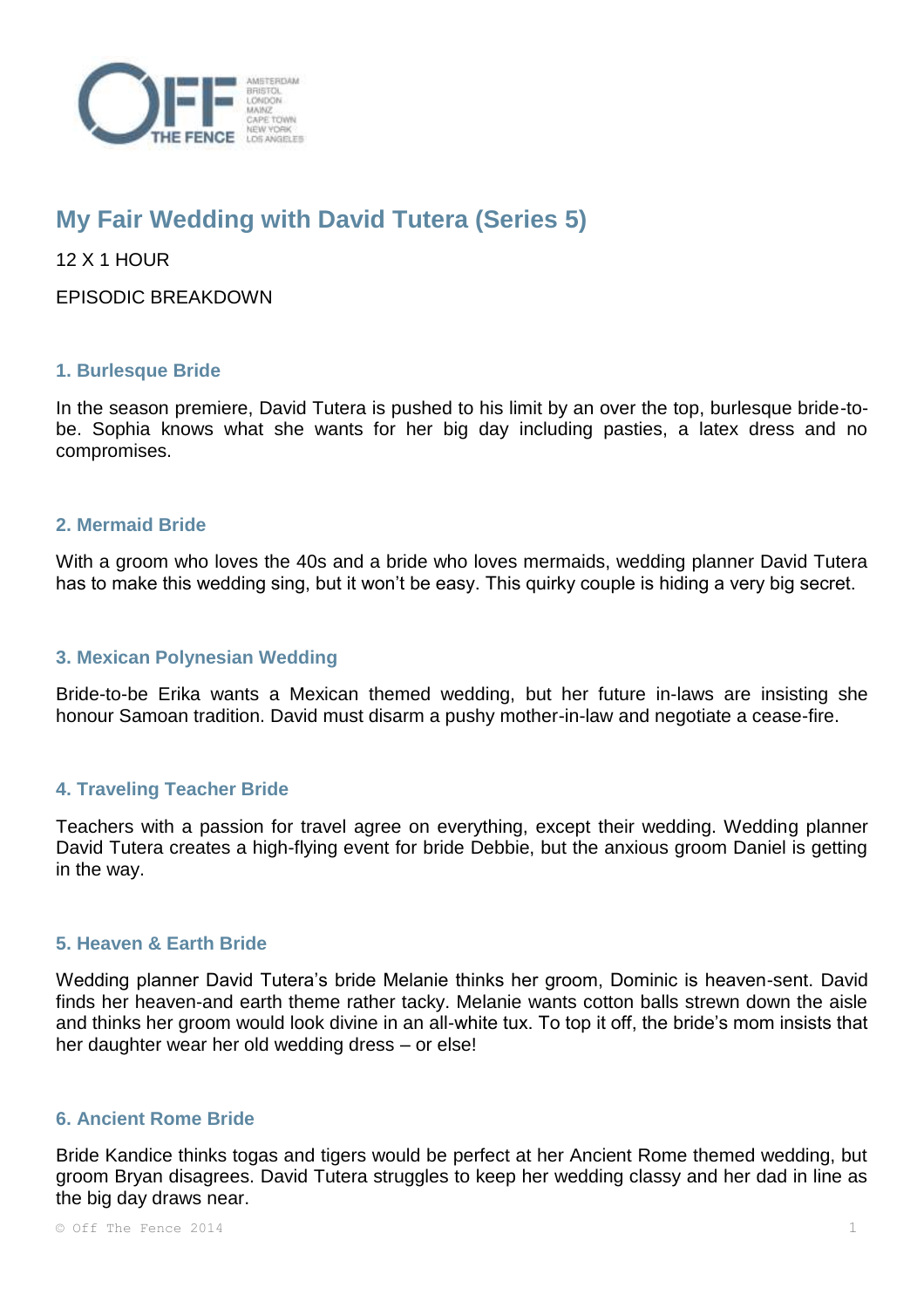# My Fair Wedding with David Tutera (Series 5)

12 X 1 HOUR

EPISODIC BREAKDOWN

### 1. Burlesque Bride

In the season premiere, David Tutera is pushed to his limit by an over the top, burlesque bride-to-be. Sophia knows what she wants for her big day including pasties, a latex dress and no compromises.

### 2. Mermaid Bride

With a groom who loves the 40s and a bride who loves mermaids, wedding planner David Tutera has to make this wedding sing, but it won't be easy. This quirky couple is hiding a very big secret.

### 3. Mexican Polynesian Wedding

Bride-to-be Erika wants a Mexican themed wedding, but her future in-laws are insisting she honour Samoan tradition. David must disarm a pushy mother-in-law and negotiate a cease-fire.

### 4. Traveling Teacher Bride

Teachers with a passion for travel agree on everything, except their wedding. Wedding planner David Tutera creates a high-flying event for bride Debbie, but the anxious groom Daniel is getting in the way.

### 5. Heaven & Earth Bride

Wedding planner David Tutera's bride Melanie thinks her groom, Dominic is heaven-sent. David finds her heaven-and earth theme rather tacky. Melanie wants cotton balls strewn down the aisle and thinks her groom would look divine in an all-white tux. To top it off, the bride's mom insists that her daughter wear her old wedding dress – or else!

### 6. Ancient Rome Bride

Bride Kandice thinks togas and tigers would be perfect at her Ancient Rome themed wedding, but groom Bryan disagrees. David Tutera struggles to keep her wedding classy and her dad in line as the big day draws near.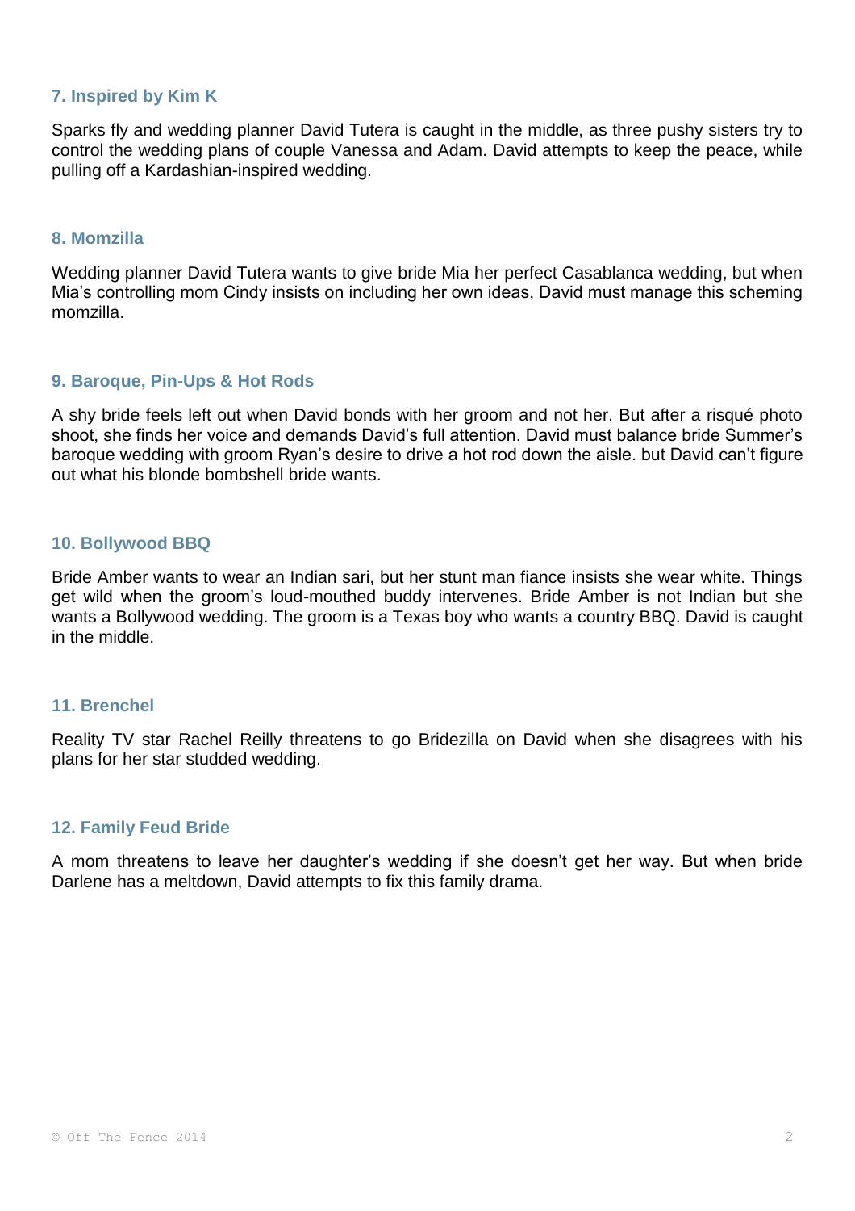### 7. Inspired by Kim K

Sparks fly and wedding planner David Tutera is caught in the middle, as three pushy sisters try to control the wedding plans of couple Vanessa and Adam. David attempts to keep the peace, while pulling off a Kardashian-inspired wedding.

### 8. Momzilla

Wedding planner David Tutera wants to give bride Mia her perfect Casablanca wedding, but when Mia's controlling mom Cindy insists on including her own ideas, David must manage this scheming momzilla.

### 9. Baroque, Pin-Ups & Hot Rods

A shy bride feels left out when David bonds with her groom and not her. But after a risqué photo shoot, she finds her voice and demands David's full attention. David must balance bride Summer's baroque wedding with groom Ryan's desire to drive a hot rod down the aisle. but David can't figure out what his blonde bombshell bride wants.

### 10. Bollywood BBQ

Bride Amber wants to wear an Indian sari, but her stunt man fiance insists she wear white. Things get wild when the groom's loud-mouthed buddy intervenes. Bride Amber is not Indian but she wants a Bollywood wedding. The groom is a Texas boy who wants a country BBQ. David is caught in the middle.

### 11. Brenchel

Reality TV star Rachel Reilly threatens to go Bridezilla on David when she disagrees with his plans for her star studded wedding.

### 12. Family Feud Bride

A mom threatens to leave her daughter's wedding if she doesn't get her way. But when bride Darlene has a meltdown, David attempts to fix this family drama.

© Off The Fence 2014